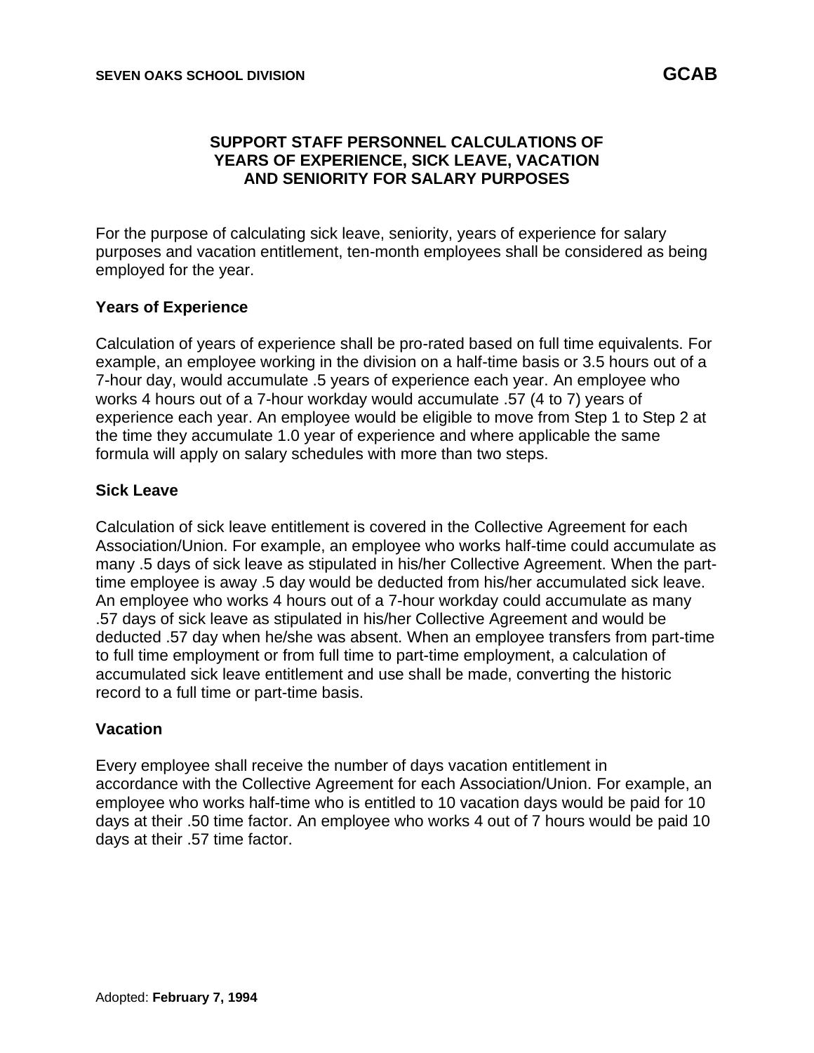SEVEN OAKS SCHOOL DIVISION **GCAB**

# SUPPORT STAFF PERSONNEL CALCULATIONS OF YEARS OF EXPERIENCE, SICK LEAVE, VACATION AND SENIORITY FOR SALARY PURPOSES

For the purpose of calculating sick leave, seniority, years of experience for salary purposes and vacation entitlement, ten-month employees shall be considered as being employed for the year.

## Years of Experience

Calculation of years of experience shall be pro-rated based on full time equivalents. For example, an employee working in the division on a half-time basis or 3.5 hours out of a 7-hour day, would accumulate .5 years of experience each year. An employee who works 4 hours out of a 7-hour workday would accumulate .57 (4 to 7) years of experience each year. An employee would be eligible to move from Step 1 to Step 2 at the time they accumulate 1.0 year of experience and where applicable the same formula will apply on salary schedules with more than two steps.

## Sick Leave

Calculation of sick leave entitlement is covered in the Collective Agreement for each Association/Union. For example, an employee who works half-time could accumulate as many .5 days of sick leave as stipulated in his/her Collective Agreement. When the part-time employee is away .5 day would be deducted from his/her accumulated sick leave. An employee who works 4 hours out of a 7-hour workday could accumulate as many .57 days of sick leave as stipulated in his/her Collective Agreement and would be deducted .57 day when he/she was absent. When an employee transfers from part-time to full time employment or from full time to part-time employment, a calculation of accumulated sick leave entitlement and use shall be made, converting the historic record to a full time or part-time basis.

## Vacation

Every employee shall receive the number of days vacation entitlement in accordance with the Collective Agreement for each Association/Union. For example, an employee who works half-time who is entitled to 10 vacation days would be paid for 10 days at their .50 time factor. An employee who works 4 out of 7 hours would be paid 10 days at their .57 time factor.

Adopted: **February 7, 1994**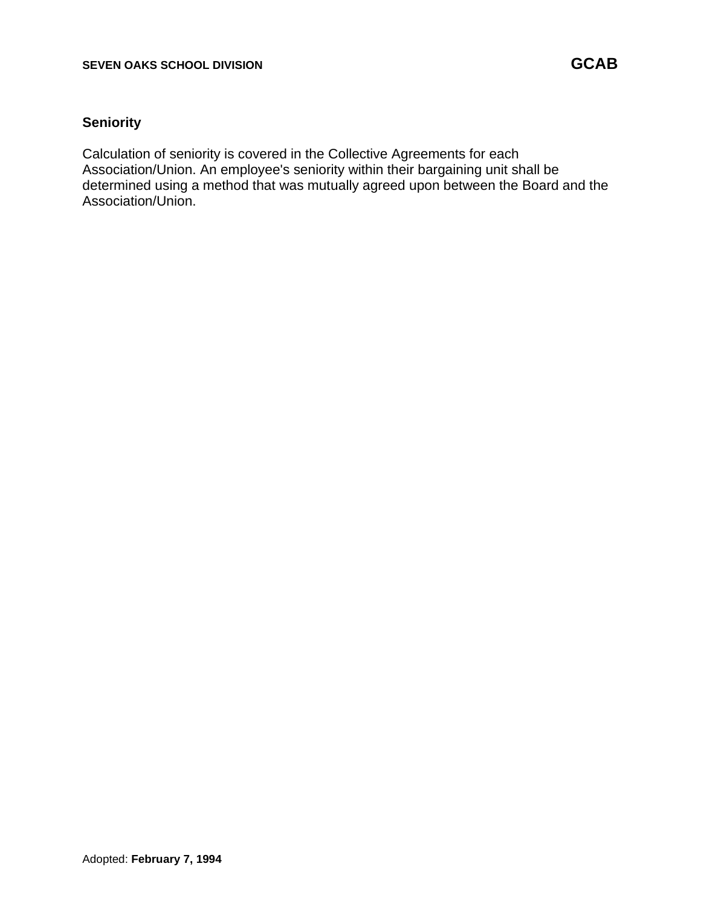**SEVEN OAKS SCHOOL DIVISION** **GCAB**

## Seniority

Calculation of seniority is covered in the Collective Agreements for each Association/Union. An employee's seniority within their bargaining unit shall be determined using a method that was mutually agreed upon between the Board and the Association/Union.

Adopted: **February 7, 1994**